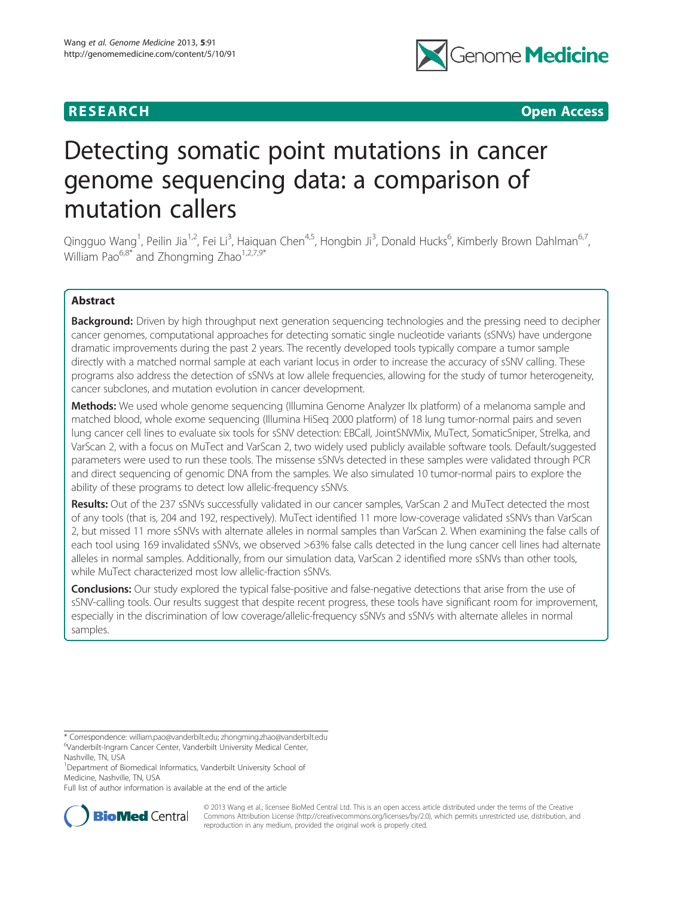**RESEARCH** **Open Access**

# Detecting somatic point mutations in cancer genome sequencing data: a comparison of mutation callers

Qingguo Wang[1], Peilin Jia[1,2], Fei Li[3], Haiquan Chen[4,5], Hongbin Ji[3], Donald Hucks[6], Kimberly Brown Dahlman[6,7], William Pao[6,8*] and Zhongming Zhao[1,2,7,9*]

## Abstract

**Background:** Driven by high throughput next generation sequencing technologies and the pressing need to decipher cancer genomes, computational approaches for detecting somatic single nucleotide variants (sSNVs) have undergone dramatic improvements during the past 2 years. The recently developed tools typically compare a tumor sample directly with a matched normal sample at each variant locus in order to increase the accuracy of sSNV calling. These programs also address the detection of sSNVs at low allele frequencies, allowing for the study of tumor heterogeneity, cancer subclones, and mutation evolution in cancer development.

**Methods:** We used whole genome sequencing (Illumina Genome Analyzer IIx platform) of a melanoma sample and matched blood, whole exome sequencing (Illumina HiSeq 2000 platform) of 18 lung tumor-normal pairs and seven lung cancer cell lines to evaluate six tools for sSNV detection: EBCall, JointSNVMix, MuTect, SomaticSniper, Strelka, and VarScan 2, with a focus on MuTect and VarScan 2, two widely used publicly available software tools. Default/suggested parameters were used to run these tools. The missense sSNVs detected in these samples were validated through PCR and direct sequencing of genomic DNA from the samples. We also simulated 10 tumor-normal pairs to explore the ability of these programs to detect low allelic-frequency sSNVs.

**Results:** Out of the 237 sSNVs successfully validated in our cancer samples, VarScan 2 and MuTect detected the most of any tools (that is, 204 and 192, respectively). MuTect identified 11 more low-coverage validated sSNVs than VarScan 2, but missed 11 more sSNVs with alternate alleles in normal samples than VarScan 2. When examining the false calls of each tool using 169 invalidated sSNVs, we observed >63% false calls detected in the lung cancer cell lines had alternate alleles in normal samples. Additionally, from our simulation data, VarScan 2 identified more sSNVs than other tools, while MuTect characterized most low allelic-fraction sSNVs.

**Conclusions:** Our study explored the typical false-positive and false-negative detections that arise from the use of sSNV-calling tools. Our results suggest that despite recent progress, these tools have significant room for improvement, especially in the discrimination of low coverage/allelic-frequency sSNVs and sSNVs with alternate alleles in normal samples.

\* Correspondence: william.pao@vanderbilt.edu; zhongming.zhao@vanderbilt.edu
[6]Vanderbilt-Ingram Cancer Center, Vanderbilt University Medical Center, Nashville, TN, USA
[1]Department of Biomedical Informatics, Vanderbilt University School of Medicine, Nashville, TN, USA
Full list of author information is available at the end of the article

© 2013 Wang et al.; licensee BioMed Central Ltd. This is an open access article distributed under the terms of the Creative Commons Attribution License (http://creativecommons.org/licenses/by/2.0), which permits unrestricted use, distribution, and reproduction in any medium, provided the original work is properly cited.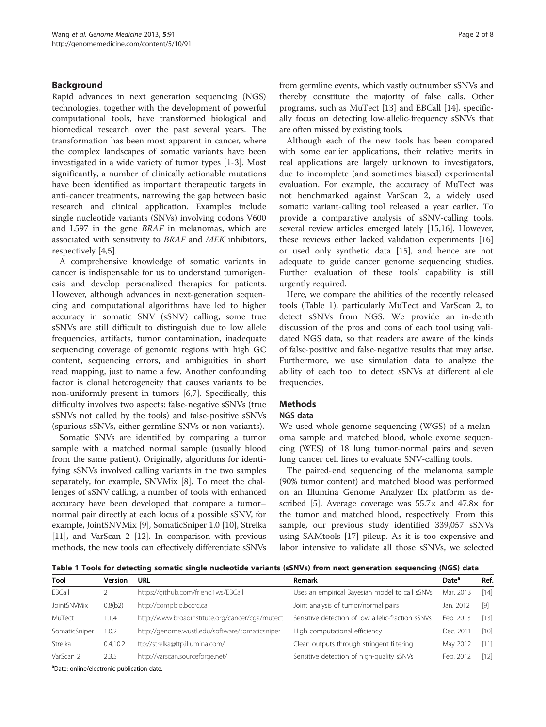## Background

Rapid advances in next generation sequencing (NGS) technologies, together with the development of powerful computational tools, have transformed biological and biomedical research over the past several years. The transformation has been most apparent in cancer, where the complex landscapes of somatic variants have been investigated in a wide variety of tumor types [1-3]. Most significantly, a number of clinically actionable mutations have been identified as important therapeutic targets in anti-cancer treatments, narrowing the gap between basic research and clinical application. Examples include single nucleotide variants (SNVs) involving codons V600 and L597 in the gene *BRAF* in melanomas, which are associated with sensitivity to *BRAF* and *MEK* inhibitors, respectively [4,5].

A comprehensive knowledge of somatic variants in cancer is indispensable for us to understand tumorigenesis and develop personalized therapies for patients. However, although advances in next-generation sequencing and computational algorithms have led to higher accuracy in somatic SNV (sSNV) calling, some true sSNVs are still difficult to distinguish due to low allele frequencies, artifacts, tumor contamination, inadequate sequencing coverage of genomic regions with high GC content, sequencing errors, and ambiguities in short read mapping, just to name a few. Another confounding factor is clonal heterogeneity that causes variants to be non-uniformly present in tumors [6,7]. Specifically, this difficulty involves two aspects: false-negative sSNVs (true sSNVs not called by the tools) and false-positive sSNVs (spurious sSNVs, either germline SNVs or non-variants).

Somatic SNVs are identified by comparing a tumor sample with a matched normal sample (usually blood from the same patient). Originally, algorithms for identifying sSNVs involved calling variants in the two samples separately, for example, SNVMix [8]. To meet the challenges of sSNV calling, a number of tools with enhanced accuracy have been developed that compare a tumor–normal pair directly at each locus of a possible sSNV, for example, JointSNVMix [9], SomaticSniper 1.0 [10], Strelka [11], and VarScan 2 [12]. In comparison with previous methods, the new tools can effectively differentiate sSNVs from germline events, which vastly outnumber sSNVs and thereby constitute the majority of false calls. Other programs, such as MuTect [13] and EBCall [14], specifically focus on detecting low-allelic-frequency sSNVs that are often missed by existing tools.

Although each of the new tools has been compared with some earlier applications, their relative merits in real applications are largely unknown to investigators, due to incomplete (and sometimes biased) experimental evaluation. For example, the accuracy of MuTect was not benchmarked against VarScan 2, a widely used somatic variant-calling tool released a year earlier. To provide a comparative analysis of sSNV-calling tools, several review articles emerged lately [15,16]. However, these reviews either lacked validation experiments [16] or used only synthetic data [15], and hence are not adequate to guide cancer genome sequencing studies. Further evaluation of these tools' capability is still urgently required.

Here, we compare the abilities of the recently released tools (Table 1), particularly MuTect and VarScan 2, to detect sSNVs from NGS. We provide an in-depth discussion of the pros and cons of each tool using validated NGS data, so that readers are aware of the kinds of false-positive and false-negative results that may arise. Furthermore, we use simulation data to analyze the ability of each tool to detect sSNVs at different allele frequencies.

## Methods

### NGS data

We used whole genome sequencing (WGS) of a melanoma sample and matched blood, whole exome sequencing (WES) of 18 lung tumor-normal pairs and seven lung cancer cell lines to evaluate SNV-calling tools.

The paired-end sequencing of the melanoma sample (90% tumor content) and matched blood was performed on an Illumina Genome Analyzer IIx platform as described [5]. Average coverage was 55.7× and 47.8× for the tumor and matched blood, respectively. From this sample, our previous study identified 339,057 sSNVs using SAMtools [17] pileup. As it is too expensive and labor intensive to validate all those sSNVs, we selected

**Table 1 Tools for detecting somatic single nucleotide variants (sSNVs) from next generation sequencing (NGS) data**

| Tool | Version | URL | Remark | Date[a] | Ref. |
|---|---|---|---|---|---|
| EBCall | 2 | https://github.com/friend1ws/EBCall | Uses an empirical Bayesian model to call sSNVs | Mar. 2013 | [14] |
| JointSNVMix | 0.8(b2) | http://compbio.bccrc.ca | Joint analysis of tumor/normal pairs | Jan. 2012 | [9] |
| MuTect | 1.1.4 | http://www.broadinstitute.org/cancer/cga/mutect | Sensitive detection of low allelic-fraction sSNVs | Feb. 2013 | [13] |
| SomaticSniper | 1.0.2 | http://genome.wustl.edu/software/somaticsniper | High computational efficiency | Dec. 2011 | [10] |
| Strelka | 0.4.10.2 | ftp://strelka@ftp.illumina.com/ | Clean outputs through stringent filtering | May 2012 | [11] |
| VarScan 2 | 2.3.5 | http://varscan.sourceforge.net/ | Sensitive detection of high-quality sSNVs | Feb. 2012 | [12] |

[a]Date: online/electronic publication date.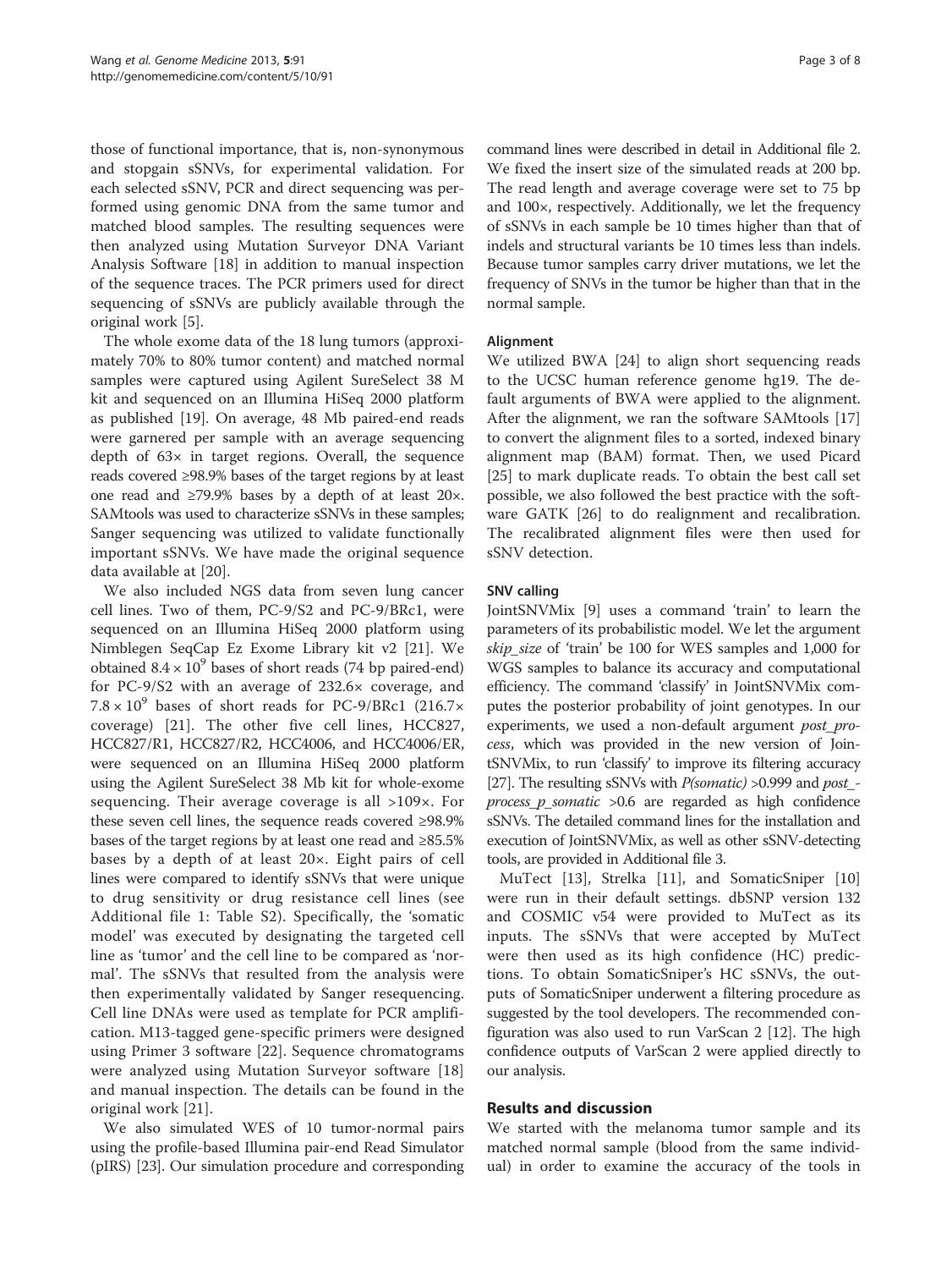those of functional importance, that is, non-synonymous and stopgain sSNVs, for experimental validation. For each selected sSNV, PCR and direct sequencing was performed using genomic DNA from the same tumor and matched blood samples. The resulting sequences were then analyzed using Mutation Surveyor DNA Variant Analysis Software [18] in addition to manual inspection of the sequence traces. The PCR primers used for direct sequencing of sSNVs are publicly available through the original work [5].

The whole exome data of the 18 lung tumors (approximately 70% to 80% tumor content) and matched normal samples were captured using Agilent SureSelect 38 M kit and sequenced on an Illumina HiSeq 2000 platform as published [19]. On average, 48 Mb paired-end reads were garnered per sample with an average sequencing depth of 63× in target regions. Overall, the sequence reads covered ≥98.9% bases of the target regions by at least one read and ≥79.9% bases by a depth of at least 20×. SAMtools was used to characterize sSNVs in these samples; Sanger sequencing was utilized to validate functionally important sSNVs. We have made the original sequence data available at [20].

We also included NGS data from seven lung cancer cell lines. Two of them, PC-9/S2 and PC-9/BRc1, were sequenced on an Illumina HiSeq 2000 platform using Nimblegen SeqCap Ez Exome Library kit v2 [21]. We obtained $8.4 \times 10^9$ bases of short reads (74 bp paired-end) for PC-9/S2 with an average of 232.6× coverage, and $7.8 \times 10^9$ bases of short reads for PC-9/BRc1 (216.7× coverage) [21]. The other five cell lines, HCC827, HCC827/R1, HCC827/R2, HCC4006, and HCC4006/ER, were sequenced on an Illumina HiSeq 2000 platform using the Agilent SureSelect 38 Mb kit for whole-exome sequencing. Their average coverage is all >109×. For these seven cell lines, the sequence reads covered ≥98.9% bases of the target regions by at least one read and ≥85.5% bases by a depth of at least 20×. Eight pairs of cell lines were compared to identify sSNVs that were unique to drug sensitivity or drug resistance cell lines (see Additional file 1: Table S2). Specifically, the 'somatic model' was executed by designating the targeted cell line as 'tumor' and the cell line to be compared as 'normal'. The sSNVs that resulted from the analysis were then experimentally validated by Sanger resequencing. Cell line DNAs were used as template for PCR amplification. M13-tagged gene-specific primers were designed using Primer 3 software [22]. Sequence chromatograms were analyzed using Mutation Surveyor software [18] and manual inspection. The details can be found in the original work [21].

We also simulated WES of 10 tumor-normal pairs using the profile-based Illumina pair-end Read Simulator (pIRS) [23]. Our simulation procedure and corresponding command lines were described in detail in Additional file 2. We fixed the insert size of the simulated reads at 200 bp. The read length and average coverage were set to 75 bp and 100×, respectively. Additionally, we let the frequency of sSNVs in each sample be 10 times higher than that of indels and structural variants be 10 times less than indels. Because tumor samples carry driver mutations, we let the frequency of SNVs in the tumor be higher than that in the normal sample.

### Alignment

We utilized BWA [24] to align short sequencing reads to the UCSC human reference genome hg19. The default arguments of BWA were applied to the alignment. After the alignment, we ran the software SAMtools [17] to convert the alignment files to a sorted, indexed binary alignment map (BAM) format. Then, we used Picard [25] to mark duplicate reads. To obtain the best call set possible, we also followed the best practice with the software GATK [26] to do realignment and recalibration. The recalibrated alignment files were then used for sSNV detection.

### SNV calling

JointSNVMix [9] uses a command 'train' to learn the parameters of its probabilistic model. We let the argument *skip_size* of 'train' be 100 for WES samples and 1,000 for WGS samples to balance its accuracy and computational efficiency. The command 'classify' in JointSNVMix computes the posterior probability of joint genotypes. In our experiments, we used a non-default argument *post_process*, which was provided in the new version of JointSNVMix, to run 'classify' to improve its filtering accuracy [27]. The resulting sSNVs with *P(somatic)* >0.999 and *post_process_p_somatic* >0.6 are regarded as high confidence sSNVs. The detailed command lines for the installation and execution of JointSNVMix, as well as other sSNV-detecting tools, are provided in Additional file 3.

MuTect [13], Strelka [11], and SomaticSniper [10] were run in their default settings. dbSNP version 132 and COSMIC v54 were provided to MuTect as its inputs. The sSNVs that were accepted by MuTect were then used as its high confidence (HC) predictions. To obtain SomaticSniper's HC sSNVs, the outputs of SomaticSniper underwent a filtering procedure as suggested by the tool developers. The recommended configuration was also used to run VarScan 2 [12]. The high confidence outputs of VarScan 2 were applied directly to our analysis.

## Results and discussion

We started with the melanoma tumor sample and its matched normal sample (blood from the same individual) in order to examine the accuracy of the tools in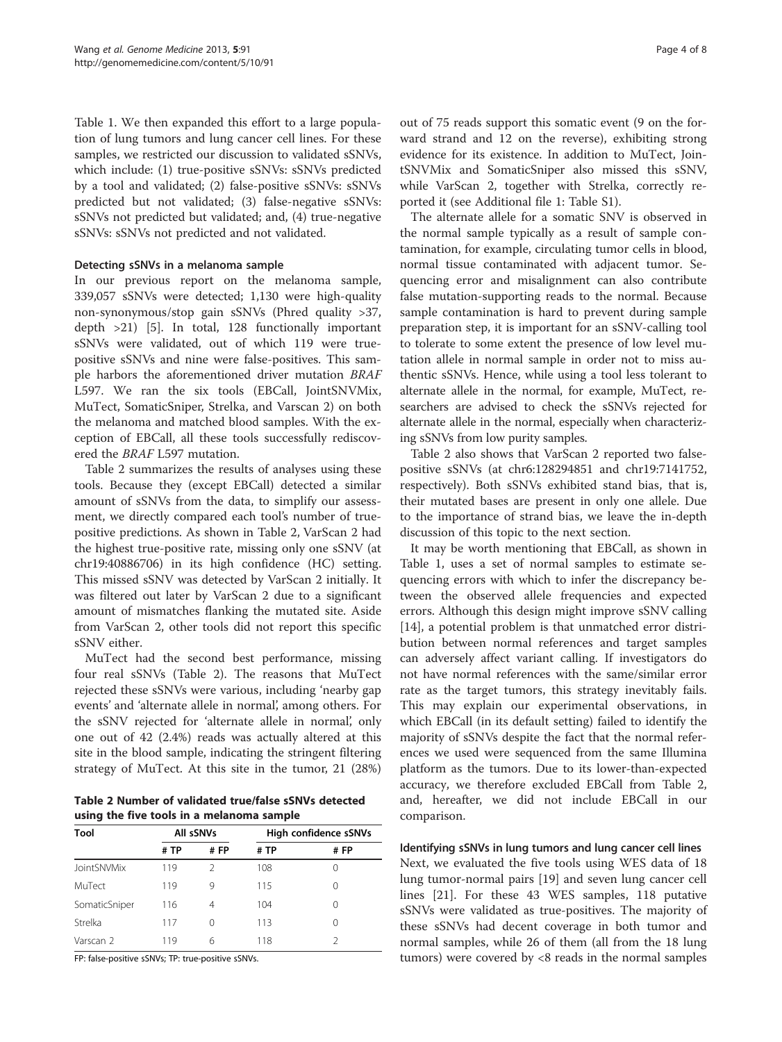Table 1. We then expanded this effort to a large population of lung tumors and lung cancer cell lines. For these samples, we restricted our discussion to validated sSNVs, which include: (1) true-positive sSNVs: sSNVs predicted by a tool and validated; (2) false-positive sSNVs: sSNVs predicted but not validated; (3) false-negative sSNVs: sSNVs not predicted but validated; and, (4) true-negative sSNVs: sSNVs not predicted and not validated.

### Detecting sSNVs in a melanoma sample

In our previous report on the melanoma sample, 339,057 sSNVs were detected; 1,130 were high-quality non-synonymous/stop gain sSNVs (Phred quality >37, depth >21) [5]. In total, 128 functionally important sSNVs were validated, out of which 119 were true-positive sSNVs and nine were false-positives. This sample harbors the aforementioned driver mutation *BRAF* L597. We ran the six tools (EBCall, JointSNVMix, MuTect, SomaticSniper, Strelka, and Varscan 2) on both the melanoma and matched blood samples. With the exception of EBCall, all these tools successfully rediscovered the *BRAF* L597 mutation.

Table 2 summarizes the results of analyses using these tools. Because they (except EBCall) detected a similar amount of sSNVs from the data, to simplify our assessment, we directly compared each tool's number of true-positive predictions. As shown in Table 2, VarScan 2 had the highest true-positive rate, missing only one sSNV (at chr19:40886706) in its high confidence (HC) setting. This missed sSNV was detected by VarScan 2 initially. It was filtered out later by VarScan 2 due to a significant amount of mismatches flanking the mutated site. Aside from VarScan 2, other tools did not report this specific sSNV either.

MuTect had the second best performance, missing four real sSNVs (Table 2). The reasons that MuTect rejected these sSNVs were various, including 'nearby gap events' and 'alternate allele in normal', among others. For the sSNV rejected for 'alternate allele in normal', only one out of 42 (2.4%) reads was actually altered at this site in the blood sample, indicating the stringent filtering strategy of MuTect. At this site in the tumor, 21 (28%) out of 75 reads support this somatic event (9 on the forward strand and 12 on the reverse), exhibiting strong evidence for its existence. In addition to MuTect, JointSNVMix and SomaticSniper also missed this sSNV, while VarScan 2, together with Strelka, correctly reported it (see Additional file 1: Table S1).

**Table 2 Number of validated true/false sSNVs detected using the five tools in a melanoma sample**

| Tool | All sSNVs | | High confidence sSNVs | |
|---|---|---|---|---|
| | # TP | # FP | # TP | # FP |
| JointSNVMix | 119 | 2 | 108 | 0 |
| MuTect | 119 | 9 | 115 | 0 |
| SomaticSniper | 116 | 4 | 104 | 0 |
| Strelka | 117 | 0 | 113 | 0 |
| Varscan 2 | 119 | 6 | 118 | 2 |

FP: false-positive sSNVs; TP: true-positive sSNVs.

The alternate allele for a somatic SNV is observed in the normal sample typically as a result of sample contamination, for example, circulating tumor cells in blood, normal tissue contaminated with adjacent tumor. Sequencing error and misalignment can also contribute false mutation-supporting reads to the normal. Because sample contamination is hard to prevent during sample preparation step, it is important for an sSNV-calling tool to tolerate to some extent the presence of low level mutation allele in normal sample in order not to miss authentic sSNVs. Hence, while using a tool less tolerant to alternate allele in the normal, for example, MuTect, researchers are advised to check the sSNVs rejected for alternate allele in the normal, especially when characterizing sSNVs from low purity samples.

Table 2 also shows that VarScan 2 reported two false-positive sSNVs (at chr6:128294851 and chr19:7141752, respectively). Both sSNVs exhibited stand bias, that is, their mutated bases are present in only one allele. Due to the importance of strand bias, we leave the in-depth discussion of this topic to the next section.

It may be worth mentioning that EBCall, as shown in Table 1, uses a set of normal samples to estimate sequencing errors with which to infer the discrepancy between the observed allele frequencies and expected errors. Although this design might improve sSNV calling [14], a potential problem is that unmatched error distribution between normal references and target samples can adversely affect variant calling. If investigators do not have normal references with the same/similar error rate as the target tumors, this strategy inevitably fails. This may explain our experimental observations, in which EBCall (in its default setting) failed to identify the majority of sSNVs despite the fact that the normal references we used were sequenced from the same Illumina platform as the tumors. Due to its lower-than-expected accuracy, we therefore excluded EBCall from Table 2, and, hereafter, we did not include EBCall in our comparison.

### Identifying sSNVs in lung tumors and lung cancer cell lines

Next, we evaluated the five tools using WES data of 18 lung tumor-normal pairs [19] and seven lung cancer cell lines [21]. For these 43 WES samples, 118 putative sSNVs were validated as true-positives. The majority of these sSNVs had decent coverage in both tumor and normal samples, while 26 of them (all from the 18 lung tumors) were covered by <8 reads in the normal samples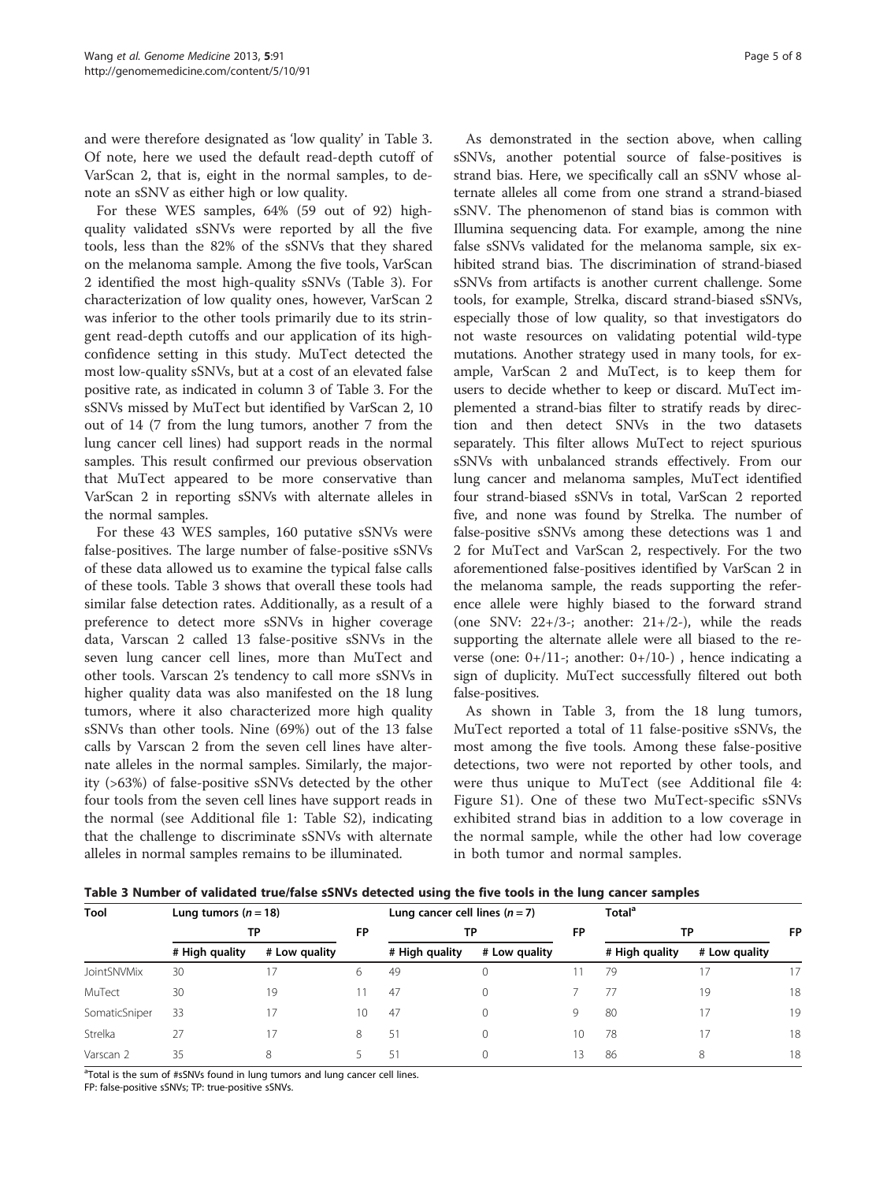and were therefore designated as 'low quality' in Table 3. Of note, here we used the default read-depth cutoff of VarScan 2, that is, eight in the normal samples, to denote an sSNV as either high or low quality.

For these WES samples, 64% (59 out of 92) high-quality validated sSNVs were reported by all the five tools, less than the 82% of the sSNVs that they shared on the melanoma sample. Among the five tools, VarScan 2 identified the most high-quality sSNVs (Table 3). For characterization of low quality ones, however, VarScan 2 was inferior to the other tools primarily due to its stringent read-depth cutoffs and our application of its high-confidence setting in this study. MuTect detected the most low-quality sSNVs, but at a cost of an elevated false positive rate, as indicated in column 3 of Table 3. For the sSNVs missed by MuTect but identified by VarScan 2, 10 out of 14 (7 from the lung tumors, another 7 from the lung cancer cell lines) had support reads in the normal samples. This result confirmed our previous observation that MuTect appeared to be more conservative than VarScan 2 in reporting sSNVs with alternate alleles in the normal samples.

For these 43 WES samples, 160 putative sSNVs were false-positives. The large number of false-positive sSNVs of these data allowed us to examine the typical false calls of these tools. Table 3 shows that overall these tools had similar false detection rates. Additionally, as a result of a preference to detect more sSNVs in higher coverage data, Varscan 2 called 13 false-positive sSNVs in the seven lung cancer cell lines, more than MuTect and other tools. Varscan 2's tendency to call more sSNVs in higher quality data was also manifested on the 18 lung tumors, where it also characterized more high quality sSNVs than other tools. Nine (69%) out of the 13 false calls by Varscan 2 from the seven cell lines have alternate alleles in the normal samples. Similarly, the majority (>63%) of false-positive sSNVs detected by the other four tools from the seven cell lines have support reads in the normal (see Additional file 1: Table S2), indicating that the challenge to discriminate sSNVs with alternate alleles in normal samples remains to be illuminated.

As demonstrated in the section above, when calling sSNVs, another potential source of false-positives is strand bias. Here, we specifically call an sSNV whose alternate alleles all come from one strand a strand-biased sSNV. The phenomenon of stand bias is common with Illumina sequencing data. For example, among the nine false sSNVs validated for the melanoma sample, six exhibited strand bias. The discrimination of strand-biased sSNVs from artifacts is another current challenge. Some tools, for example, Strelka, discard strand-biased sSNVs, especially those of low quality, so that investigators do not waste resources on validating potential wild-type mutations. Another strategy used in many tools, for example, VarScan 2 and MuTect, is to keep them for users to decide whether to keep or discard. MuTect implemented a strand-bias filter to stratify reads by direction and then detect SNVs in the two datasets separately. This filter allows MuTect to reject spurious sSNVs with unbalanced strands effectively. From our lung cancer and melanoma samples, MuTect identified four strand-biased sSNVs in total, VarScan 2 reported five, and none was found by Strelka. The number of false-positive sSNVs among these detections was 1 and 2 for MuTect and VarScan 2, respectively. For the two aforementioned false-positives identified by VarScan 2 in the melanoma sample, the reads supporting the reference allele were highly biased to the forward strand (one SNV: 22+/3-; another: 21+/2-), while the reads supporting the alternate allele were all biased to the reverse (one: 0+/11-; another: 0+/10-) , hence indicating a sign of duplicity. MuTect successfully filtered out both false-positives.

As shown in Table 3, from the 18 lung tumors, MuTect reported a total of 11 false-positive sSNVs, the most among the five tools. Among these false-positive detections, two were not reported by other tools, and were thus unique to MuTect (see Additional file 4: Figure S1). One of these two MuTect-specific sSNVs exhibited strand bias in addition to a low coverage in the normal sample, while the other had low coverage in both tumor and normal samples.

**Table 3 Number of validated true/false sSNVs detected using the five tools in the lung cancer samples**

| Tool | Lung tumors (*n* = 18) | | | Lung cancer cell lines (*n* = 7) | | | Total[a] | | |
|---|---|---|---|---|---|---|---|---|---|
| | TP | | FP | TP | | FP | TP | | FP |
| | # High quality | # Low quality | | # High quality | # Low quality | | # High quality | # Low quality | |
| JointSNVMix | 30 | 17 | 6 | 49 | 0 | 11 | 79 | 17 | 17 |
| MuTect | 30 | 19 | 11 | 47 | 0 | 7 | 77 | 19 | 18 |
| SomaticSniper | 33 | 17 | 10 | 47 | 0 | 9 | 80 | 17 | 19 |
| Strelka | 27 | 17 | 8 | 51 | 0 | 10 | 78 | 17 | 18 |
| Varscan 2 | 35 | 8 | 5 | 51 | 0 | 13 | 86 | 8 | 18 |

[a]Total is the sum of #sSNVs found in lung tumors and lung cancer cell lines.

FP: false-positive sSNVs; TP: true-positive sSNVs.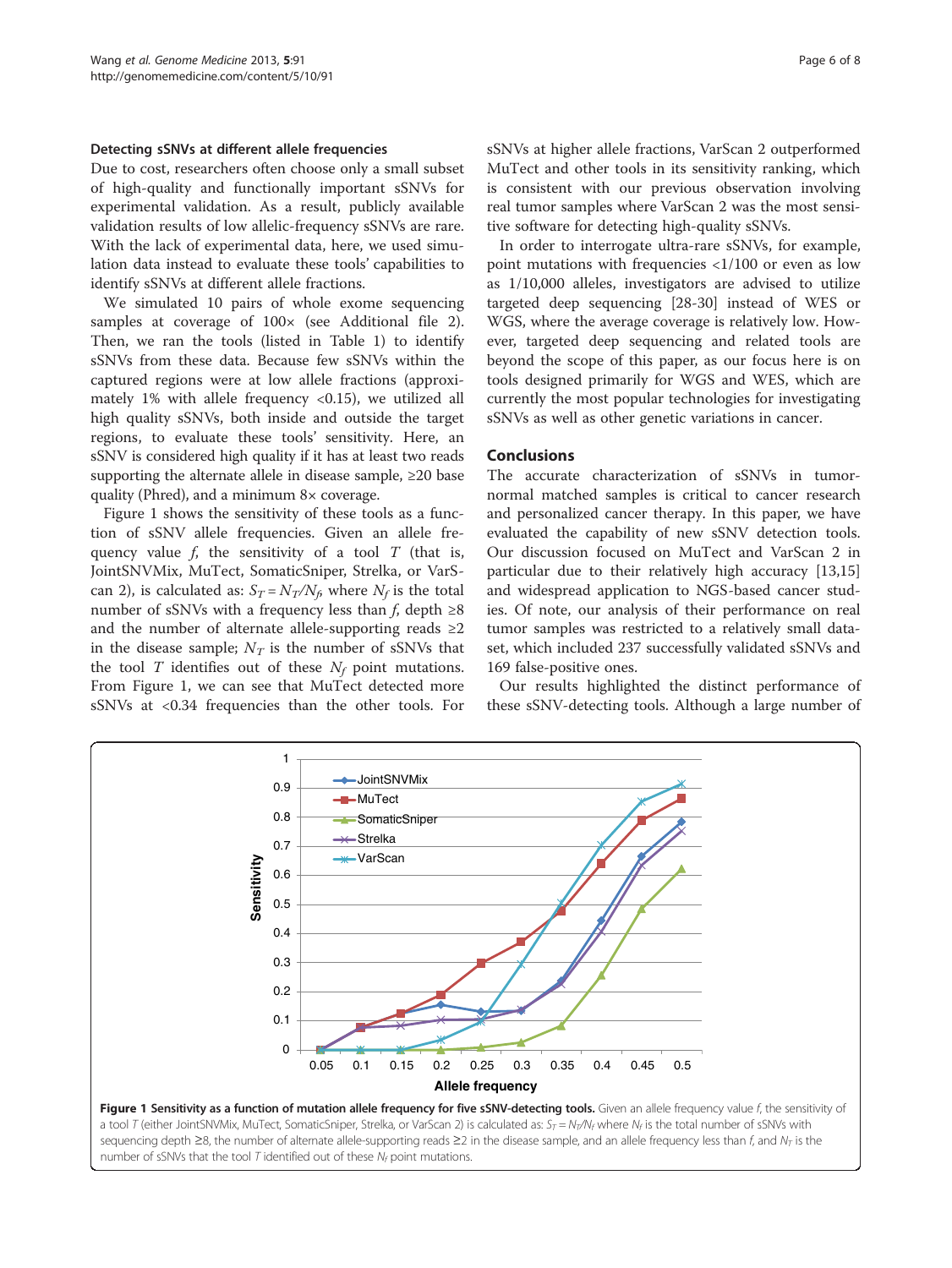### Detecting sSNVs at different allele frequencies

Due to cost, researchers often choose only a small subset of high-quality and functionally important sSNVs for experimental validation. As a result, publicly available validation results of low allelic-frequency sSNVs are rare. With the lack of experimental data, here, we used simulation data instead to evaluate these tools' capabilities to identify sSNVs at different allele fractions.

We simulated 10 pairs of whole exome sequencing samples at coverage of 100× (see Additional file 2). Then, we ran the tools (listed in Table 1) to identify sSNVs from these data. Because few sSNVs within the captured regions were at low allele fractions (approximately 1% with allele frequency <0.15), we utilized all high quality sSNVs, both inside and outside the target regions, to evaluate these tools' sensitivity. Here, an sSNV is considered high quality if it has at least two reads supporting the alternate allele in disease sample, ≥20 base quality (Phred), and a minimum 8× coverage.

Figure 1 shows the sensitivity of these tools as a function of sSNV allele frequencies. Given an allele frequency value *f*, the sensitivity of a tool *T* (that is, JointSNVMix, MuTect, SomaticSniper, Strelka, or VarScan 2), is calculated as: $S_T = N_T/N_f$, where $N_f$ is the total number of sSNVs with a frequency less than *f*, depth ≥8 and the number of alternate allele-supporting reads ≥2 in the disease sample; $N_T$ is the number of sSNVs that the tool *T* identifies out of these $N_f$ point mutations. From Figure 1, we can see that MuTect detected more sSNVs at <0.34 frequencies than the other tools. For sSNVs at higher allele fractions, VarScan 2 outperformed MuTect and other tools in its sensitivity ranking, which is consistent with our previous observation involving real tumor samples where VarScan 2 was the most sensitive software for detecting high-quality sSNVs.

In order to interrogate ultra-rare sSNVs, for example, point mutations with frequencies <1/100 or even as low as 1/10,000 alleles, investigators are advised to utilize targeted deep sequencing [28-30] instead of WES or WGS, where the average coverage is relatively low. However, targeted deep sequencing and related tools are beyond the scope of this paper, as our focus here is on tools designed primarily for WGS and WES, which are currently the most popular technologies for investigating sSNVs as well as other genetic variations in cancer.

## Conclusions

The accurate characterization of sSNVs in tumor-normal matched samples is critical to cancer research and personalized cancer therapy. In this paper, we have evaluated the capability of new sSNV detection tools. Our discussion focused on MuTect and VarScan 2 in particular due to their relatively high accuracy [13,15] and widespread application to NGS-based cancer studies. Of note, our analysis of their performance on real tumor samples was restricted to a relatively small dataset, which included 237 successfully validated sSNVs and 169 false-positive ones.

Our results highlighted the distinct performance of these sSNV-detecting tools. Although a large number of

**Figure 1 Sensitivity as a function of mutation allele frequency for five sSNV-detecting tools.** Given an allele frequency value *f*, the sensitivity of a tool *T* (either JointSNVMix, MuTect, SomaticSniper, Strelka, or VarScan 2) is calculated as: $S_T = N_T/N_f$ where $N_f$ is the total number of sSNVs with sequencing depth ≥8, the number of alternate allele-supporting reads ≥2 in the disease sample, and an allele frequency less than *f*, and $N_T$ is the number of sSNVs that the tool *T* identified out of these $N_f$ point mutations.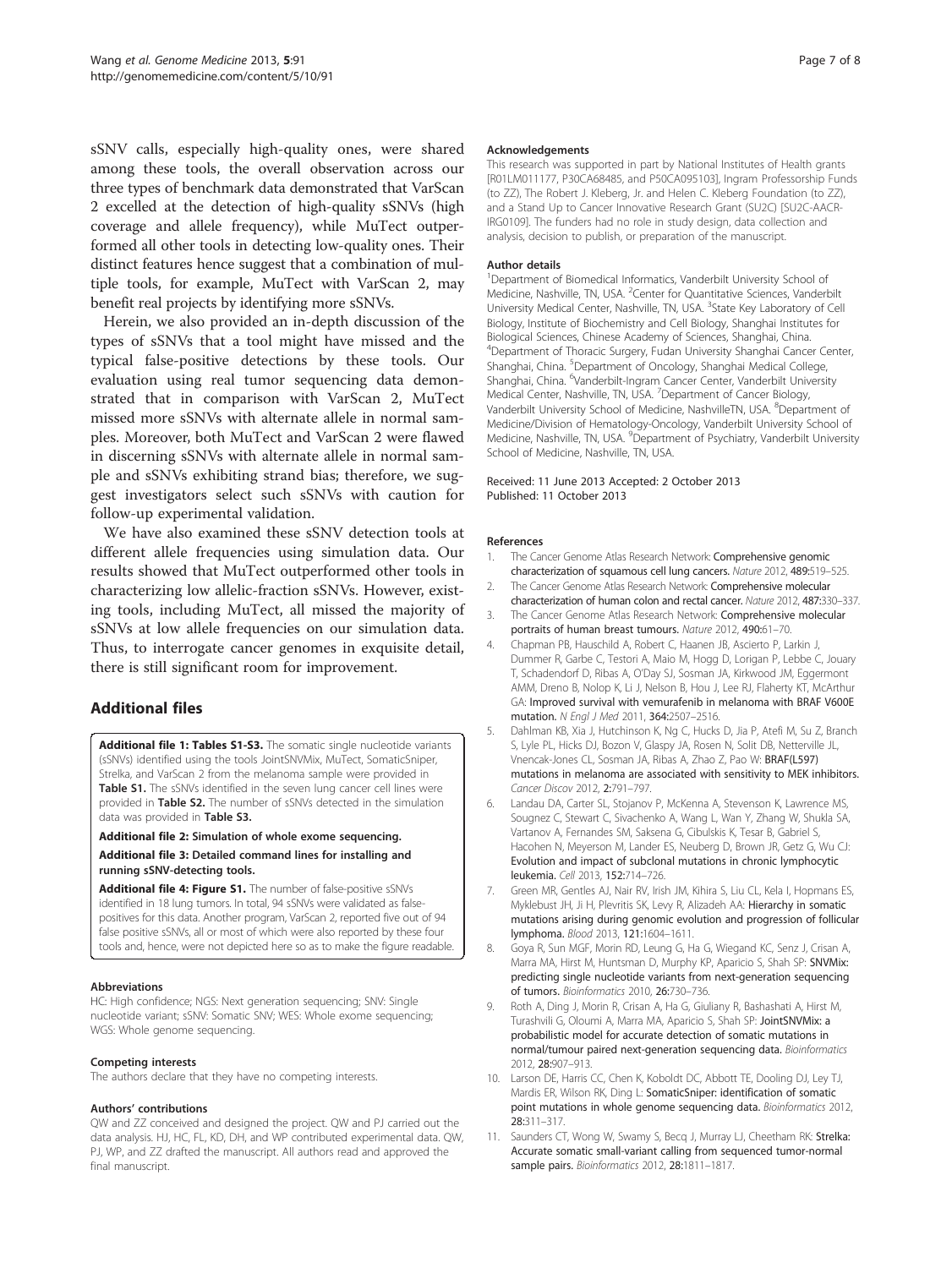sSNV calls, especially high-quality ones, were shared among these tools, the overall observation across our three types of benchmark data demonstrated that VarScan 2 excelled at the detection of high-quality sSNVs (high coverage and allele frequency), while MuTect outperformed all other tools in detecting low-quality ones. Their distinct features hence suggest that a combination of multiple tools, for example, MuTect with VarScan 2, may benefit real projects by identifying more sSNVs.

Herein, we also provided an in-depth discussion of the types of sSNVs that a tool might have missed and the typical false-positive detections by these tools. Our evaluation using real tumor sequencing data demonstrated that in comparison with VarScan 2, MuTect missed more sSNVs with alternate allele in normal samples. Moreover, both MuTect and VarScan 2 were flawed in discerning sSNVs with alternate allele in normal sample and sSNVs exhibiting strand bias; therefore, we suggest investigators select such sSNVs with caution for follow-up experimental validation.

We have also examined these sSNV detection tools at different allele frequencies using simulation data. Our results showed that MuTect outperformed other tools in characterizing low allelic-fraction sSNVs. However, existing tools, including MuTect, all missed the majority of sSNVs at low allele frequencies on our simulation data. Thus, to interrogate cancer genomes in exquisite detail, there is still significant room for improvement.

## Additional files

**Additional file 1: Tables S1-S3.** The somatic single nucleotide variants (sSNVs) identified using the tools JointSNVMix, MuTect, SomaticSniper, Strelka, and VarScan 2 from the melanoma sample were provided in **Table S1.** The sSNVs identified in the seven lung cancer cell lines were provided in **Table S2.** The number of sSNVs detected in the simulation data was provided in **Table S3.**

**Additional file 2: Simulation of whole exome sequencing.**

**Additional file 3: Detailed command lines for installing and running sSNV-detecting tools.**

**Additional file 4: Figure S1.** The number of false-positive sSNVs identified in 18 lung tumors. In total, 94 sSNVs were validated as false-positives for this data. Another program, VarScan 2, reported five out of 94 false positive sSNVs, all or most of which were also reported by these four tools and, hence, were not depicted here so as to make the figure readable.

#### Abbreviations

HC: High confidence; NGS: Next generation sequencing; SNV: Single nucleotide variant; sSNV: Somatic SNV; WES: Whole exome sequencing; WGS: Whole genome sequencing.

#### Competing interests

The authors declare that they have no competing interests.

#### Authors' contributions

QW and ZZ conceived and designed the project. QW and PJ carried out the data analysis. HJ, HC, FL, KD, DH, and WP contributed experimental data. QW, PJ, WP, and ZZ drafted the manuscript. All authors read and approved the final manuscript.

#### Acknowledgements

This research was supported in part by National Institutes of Health grants [R01LM011177, P30CA68485, and P50CA095103], Ingram Professorship Funds (to ZZ), The Robert J. Kleberg, Jr. and Helen C. Kleberg Foundation (to ZZ), and a Stand Up to Cancer Innovative Research Grant (SU2C) [SU2C-AACR-IRG0109]. The funders had no role in study design, data collection and analysis, decision to publish, or preparation of the manuscript.

#### Author details

[1]Department of Biomedical Informatics, Vanderbilt University School of Medicine, Nashville, TN, USA. [2]Center for Quantitative Sciences, Vanderbilt University Medical Center, Nashville, TN, USA. [3]State Key Laboratory of Cell Biology, Institute of Biochemistry and Cell Biology, Shanghai Institutes for Biological Sciences, Chinese Academy of Sciences, Shanghai, China. [4]Department of Thoracic Surgery, Fudan University Shanghai Cancer Center, Shanghai, China. [5]Department of Oncology, Shanghai Medical College, Shanghai, China. [6]Vanderbilt-Ingram Cancer Center, Vanderbilt University Medical Center, Nashville, TN, USA. [7]Department of Cancer Biology, Vanderbilt University School of Medicine, NashvilleTN, USA. [8]Department of Medicine/Division of Hematology-Oncology, Vanderbilt University School of Medicine, Nashville, TN, USA. [9]Department of Psychiatry, Vanderbilt University School of Medicine, Nashville, TN, USA.

Received: 11 June 2013 Accepted: 2 October 2013
Published: 11 October 2013

#### References

1. The Cancer Genome Atlas Research Network: **Comprehensive genomic characterization of squamous cell lung cancers.** *Nature* 2012, **489:**519–525.
2. The Cancer Genome Atlas Research Network: **Comprehensive molecular characterization of human colon and rectal cancer.** *Nature* 2012, **487:**330–337.
3. The Cancer Genome Atlas Research Network: **Comprehensive molecular portraits of human breast tumours.** *Nature* 2012, **490:**61–70.
4. Chapman PB, Hauschild A, Robert C, Haanen JB, Ascierto P, Larkin J, Dummer R, Garbe C, Testori A, Maio M, Hogg D, Lorigan P, Lebbe C, Jouary T, Schadendorf D, Ribas A, O'Day SJ, Sosman JA, Kirkwood JM, Eggermont AMM, Dreno B, Nolop K, Li J, Nelson B, Hou J, Lee RJ, Flaherty KT, McArthur GA: **Improved survival with vemurafenib in melanoma with BRAF V600E mutation.** *N Engl J Med* 2011, **364:**2507–2516.
5. Dahlman KB, Xia J, Hutchinson K, Ng C, Hucks D, Jia P, Atefi M, Su Z, Branch S, Lyle PL, Hicks DJ, Bozon V, Glaspy JA, Rosen N, Solit DB, Netterville JL, Vnencak-Jones CL, Sosman JA, Ribas A, Zhao Z, Pao W: **BRAF(L597) mutations in melanoma are associated with sensitivity to MEK inhibitors.** *Cancer Discov* 2012, **2:**791–797.
6. Landau DA, Carter SL, Stojanov P, McKenna A, Stevenson K, Lawrence MS, Sougnez C, Stewart C, Sivachenko A, Wang L, Wan Y, Zhang W, Shukla SA, Vartanov A, Fernandes SM, Saksena G, Cibulskis K, Tesar B, Gabriel S, Hacohen N, Meyerson M, Lander ES, Neuberg D, Brown JR, Getz G, Wu CJ: **Evolution and impact of subclonal mutations in chronic lymphocytic leukemia.** *Cell* 2013, **152:**714–726.
7. Green MR, Gentles AJ, Nair RV, Irish JM, Kihira S, Liu CL, Kela I, Hopmans ES, Myklebust JH, Ji H, Plevritis SK, Levy R, Alizadeh AA: **Hierarchy in somatic mutations arising during genomic evolution and progression of follicular lymphoma.** *Blood* 2013, **121:**1604–1611.
8. Goya R, Sun MGF, Morin RD, Leung G, Ha G, Wiegand KC, Senz J, Crisan A, Marra MA, Hirst M, Huntsman D, Murphy KP, Aparicio S, Shah SP: **SNVMix: predicting single nucleotide variants from next-generation sequencing of tumors.** *Bioinformatics* 2010, **26:**730–736.
9. Roth A, Ding J, Morin R, Crisan A, Ha G, Giuliany R, Bashashati A, Hirst M, Turashvili G, Oloumi A, Marra MA, Aparicio S, Shah SP: **JointSNVMix: a probabilistic model for accurate detection of somatic mutations in normal/tumour paired next-generation sequencing data.** *Bioinformatics* 2012, **28:**907–913.
10. Larson DE, Harris CC, Chen K, Koboldt DC, Abbott TE, Dooling DJ, Ley TJ, Mardis ER, Wilson RK, Ding L: **SomaticSniper: identification of somatic point mutations in whole genome sequencing data.** *Bioinformatics* 2012, **28:**311–317.
11. Saunders CT, Wong W, Swamy S, Becq J, Murray LJ, Cheetham RK: **Strelka: Accurate somatic small-variant calling from sequenced tumor-normal sample pairs.** *Bioinformatics* 2012, **28:**1811–1817.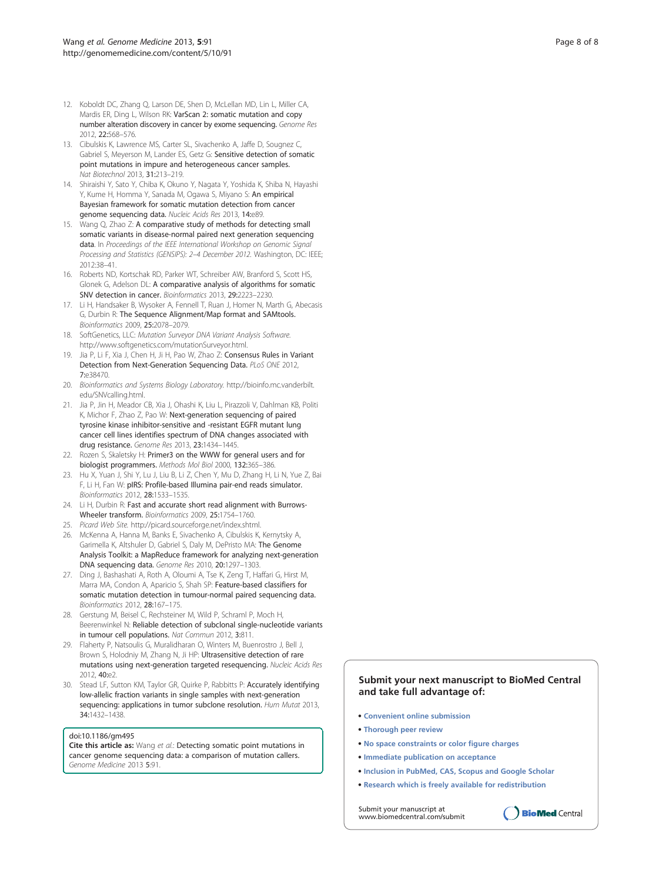12. Koboldt DC, Zhang Q, Larson DE, Shen D, McLellan MD, Lin L, Miller CA, Mardis ER, Ding L, Wilson RK: VarScan 2: somatic mutation and copy number alteration discovery in cancer by exome sequencing. *Genome Res* 2012, **22:**568–576.
13. Cibulskis K, Lawrence MS, Carter SL, Sivachenko A, Jaffe D, Sougnez C, Gabriel S, Meyerson M, Lander ES, Getz G: Sensitive detection of somatic point mutations in impure and heterogeneous cancer samples. *Nat Biotechnol* 2013, **31:**213–219.
14. Shiraishi Y, Sato Y, Chiba K, Okuno Y, Nagata Y, Yoshida K, Shiba N, Hayashi Y, Kume H, Homma Y, Sanada M, Ogawa S, Miyano S: An empirical Bayesian framework for somatic mutation detection from cancer genome sequencing data. *Nucleic Acids Res* 2013, **14:**e89.
15. Wang Q, Zhao Z: A comparative study of methods for detecting small somatic variants in disease-normal paired next generation sequencing data. In *Proceedings of the IEEE International Workshop on Genomic Signal Processing and Statistics (GENSIPS): 2–4 December 2012.* Washington, DC: IEEE; 2012:38–41.
16. Roberts ND, Kortschak RD, Parker WT, Schreiber AW, Branford S, Scott HS, Glonek G, Adelson DL: A comparative analysis of algorithms for somatic SNV detection in cancer. *Bioinformatics* 2013, **29:**2223–2230.
17. Li H, Handsaker B, Wysoker A, Fennell T, Ruan J, Homer N, Marth G, Abecasis G, Durbin R: The Sequence Alignment/Map format and SAMtools. *Bioinformatics* 2009, **25:**2078–2079.
18. SoftGenetics, LLC: *Mutation Surveyor DNA Variant Analysis Software.* http://www.softgenetics.com/mutationSurveyor.html.
19. Jia P, Li F, Xia J, Chen H, Ji H, Pao W, Zhao Z: Consensus Rules in Variant Detection from Next-Generation Sequencing Data. *PLoS ONE* 2012, **7:**e38470.
20. *Bioinformatics and Systems Biology Laboratory.* http://bioinfo.mc.vanderbilt.edu/SNVcalling.html.
21. Jia P, Jin H, Meador CB, Xia J, Ohashi K, Liu L, Pirazzoli V, Dahlman KB, Politi K, Michor F, Zhao Z, Pao W: Next-generation sequencing of paired tyrosine kinase inhibitor-sensitive and -resistant EGFR mutant lung cancer cell lines identifies spectrum of DNA changes associated with drug resistance. *Genome Res* 2013, **23:**1434–1445.
22. Rozen S, Skaletsky H: Primer3 on the WWW for general users and for biologist programmers. *Methods Mol Biol* 2000, **132:**365–386.
23. Hu X, Yuan J, Shi Y, Lu J, Liu B, Li Z, Chen Y, Mu D, Zhang H, Li N, Yue Z, Bai F, Li H, Fan W: pIRS: Profile-based Illumina pair-end reads simulator. *Bioinformatics* 2012, **28:**1533–1535.
24. Li H, Durbin R: Fast and accurate short read alignment with Burrows-Wheeler transform. *Bioinformatics* 2009, **25:**1754–1760.
25. *Picard Web Site.* http://picard.sourceforge.net/index.shtml.
26. McKenna A, Hanna M, Banks E, Sivachenko A, Cibulskis K, Kernytsky A, Garimella K, Altshuler D, Gabriel S, Daly M, DePristo MA: The Genome Analysis Toolkit: a MapReduce framework for analyzing next-generation DNA sequencing data. *Genome Res* 2010, **20:**1297–1303.
27. Ding J, Bashashati A, Roth A, Oloumi A, Tse K, Zeng T, Haffari G, Hirst M, Marra MA, Condon A, Aparicio S, Shah SP: Feature-based classifiers for somatic mutation detection in tumour-normal paired sequencing data. *Bioinformatics* 2012, **28:**167–175.
28. Gerstung M, Beisel C, Rechsteiner M, Wild P, Schraml P, Moch H, Beerenwinkel N: Reliable detection of subclonal single-nucleotide variants in tumour cell populations. *Nat Commun* 2012, **3:**811.
29. Flaherty P, Natsoulis G, Muralidharan O, Winters M, Buenrostro J, Bell J, Brown S, Holodniy M, Zhang N, Ji HP: Ultrasensitive detection of rare mutations using next-generation targeted resequencing. *Nucleic Acids Res* 2012, **40:**e2.
30. Stead LF, Sutton KM, Taylor GR, Quirke P, Rabbitts P: Accurately identifying low-allelic fraction variants in single samples with next-generation sequencing: applications in tumor subclone resolution. *Hum Mutat* 2013, **34:**1432–1438.

doi:10.1186/gm495

**Cite this article as:** Wang *et al.*: Detecting somatic point mutations in cancer genome sequencing data: a comparison of mutation callers. *Genome Medicine* 2013 **5**:91.

**Submit your next manuscript to BioMed Central and take full advantage of:**

- **Convenient online submission**
- **Thorough peer review**
- **No space constraints or color figure charges**
- **Immediate publication on acceptance**
- **Inclusion in PubMed, CAS, Scopus and Google Scholar**
- **Research which is freely available for redistribution**

Submit your manuscript at
www.biomedcentral.com/submit

BioMed Central